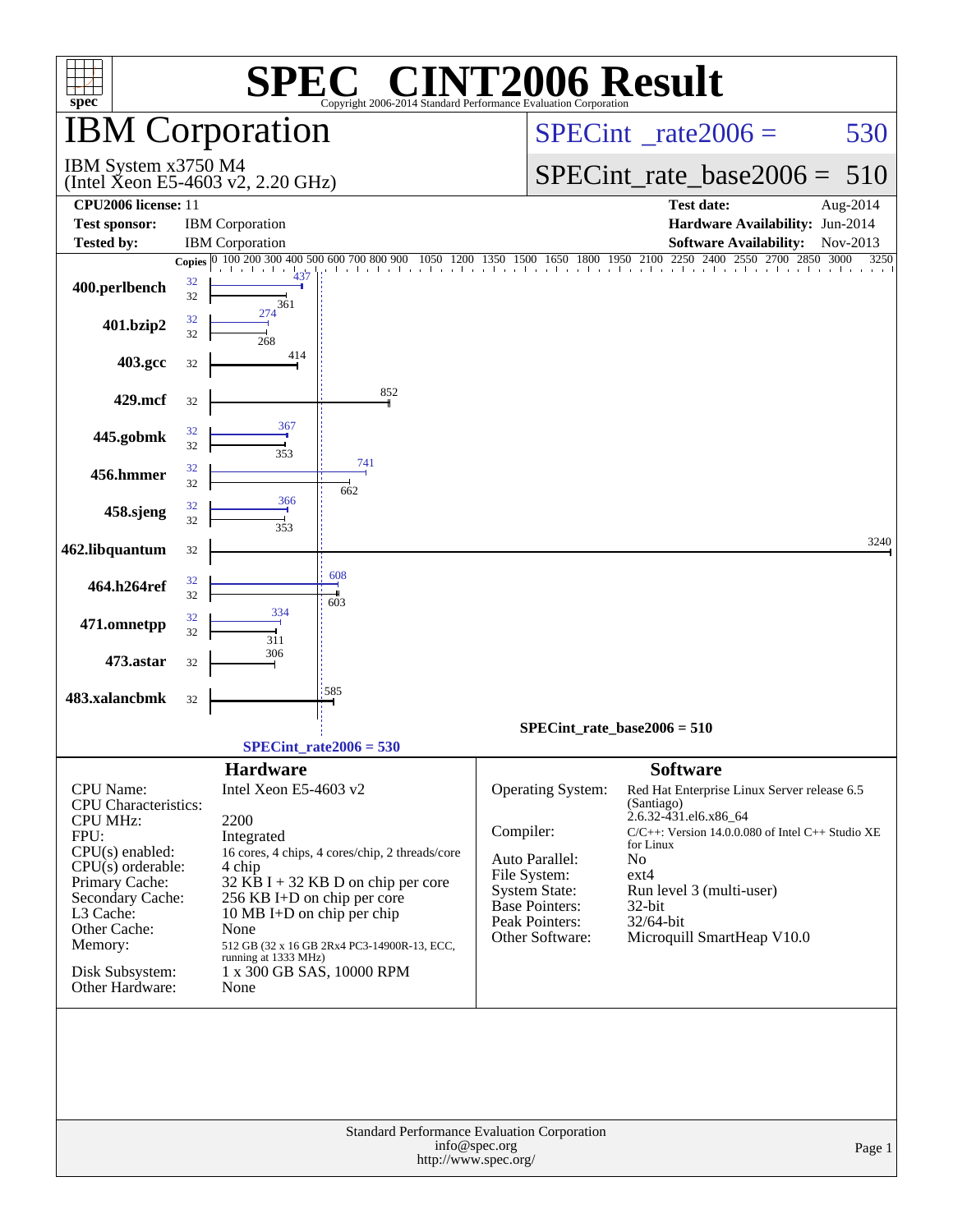# SPEC® CINT2006 Result

Copyright 2006-2014 Standard Performance Evaluation Corporation

## IBM Corporation

IBM System x3750 M4
(Intel Xeon E5-4603 v2, 2.20 GHz)

SPECint_rate2006 = 530

SPECint_rate_base2006 = 510

| | | | |
|---|---|---|---|
| **CPU2006 license:** | 11 | **Test date:** | Aug-2014 |
| **Test sponsor:** | IBM Corporation | **Hardware Availability:** | Jun-2014 |
| **Tested by:** | IBM Corporation | **Software Availability:** | Nov-2013 |

| Benchmark | Copies (peak) | Peak | Copies (base) | Base |
|---|---|---|---|---|
| 400.perlbench | 32 | 437 | 32 | 361 |
| 401.bzip2 | 32 | 274 | 32 | 268 |
| 403.gcc | | | 32 | 414 |
| 429.mcf | | | 32 | 852 |
| 445.gobmk | 32 | 367 | 32 | 353 |
| 456.hmmer | 32 | 741 | 32 | 662 |
| 458.sjeng | 32 | 366 | 32 | 353 |
| 462.libquantum | | | 32 | 3240 |
| 464.h264ref | 32 | 608 | 32 | 603 |
| 471.omnetpp | 32 | 334 | 32 | 311 |
| 473.astar | | | 32 | 306 |
| 483.xalancbmk | | | 32 | 585 |

SPECint_rate_base2006 = 510

SPECint_rate2006 = 530

### Hardware

| | |
|---|---|
| CPU Name: | Intel Xeon E5-4603 v2 |
| CPU Characteristics: | |
| CPU MHz: | 2200 |
| FPU: | Integrated |
| CPU(s) enabled: | 16 cores, 4 chips, 4 cores/chip, 2 threads/core |
| CPU(s) orderable: | 4 chip |
| Primary Cache: | 32 KB I + 32 KB D on chip per core |
| Secondary Cache: | 256 KB I+D on chip per core |
| L3 Cache: | 10 MB I+D on chip per chip |
| Other Cache: | None |
| Memory: | 512 GB (32 x 16 GB 2Rx4 PC3-14900R-13, ECC, running at 1333 MHz) |
| Disk Subsystem: | 1 x 300 GB SAS, 10000 RPM |
| Other Hardware: | None |

### Software

| | |
|---|---|
| Operating System: | Red Hat Enterprise Linux Server release 6.5 (Santiago) 2.6.32-431.el6.x86_64 |
| Compiler: | C/C++: Version 14.0.0.080 of Intel C++ Studio XE for Linux |
| Auto Parallel: | No |
| File System: | ext4 |
| System State: | Run level 3 (multi-user) |
| Base Pointers: | 32-bit |
| Peak Pointers: | 32/64-bit |
| Other Software: | Microquill SmartHeap V10.0 |

Standard Performance Evaluation Corporation
info@spec.org
http://www.spec.org/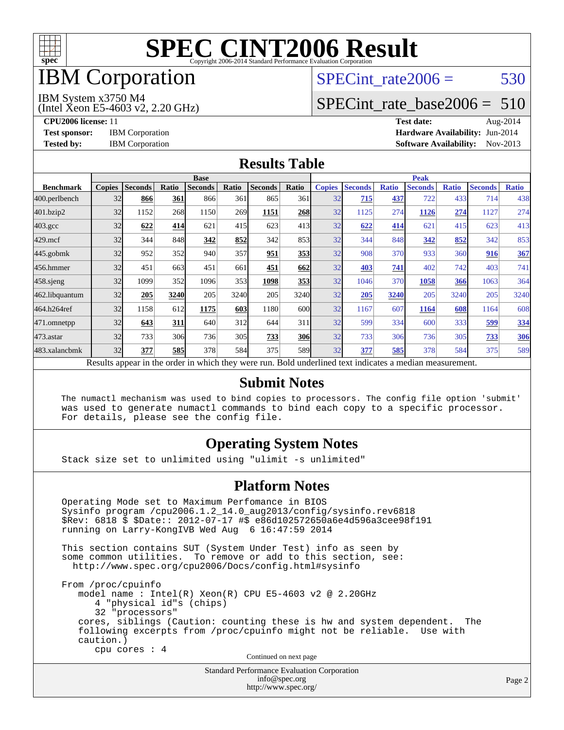# SPEC CINT2006 Result

Copyright 2006-2014 Standard Performance Evaluation Corporation

## IBM Corporation

IBM System x3750 M4
(Intel Xeon E5-4603 v2, 2.20 GHz)

SPECint_rate2006 = 530

SPECint_rate_base2006 = 510

**CPU2006 license:** 11
**Test sponsor:** IBM Corporation
**Tested by:** IBM Corporation

**Test date:** Aug-2014
**Hardware Availability:** Jun-2014
**Software Availability:** Nov-2013

## Results Table

| Benchmark | Base | | | | | | | Peak | | | | | | |
|---|---|---|---|---|---|---|---|---|---|---|---|---|---|---|
| | Copies | Seconds | Ratio | Seconds | Ratio | Seconds | Ratio | Copies | Seconds | Ratio | Seconds | Ratio | Seconds | Ratio |
| 400.perlbench | 32 | **866** | **361** | 866 | 361 | 865 | 361 | 32 | **715** | **437** | 722 | 433 | 714 | 438 |
| 401.bzip2 | 32 | 1152 | 268 | 1150 | 269 | **1151** | **268** | 32 | 1125 | 274 | **1126** | **274** | 1127 | 274 |
| 403.gcc | 32 | **622** | **414** | 621 | 415 | 623 | 413 | 32 | **622** | **414** | 621 | 415 | 623 | 413 |
| 429.mcf | 32 | 344 | 848 | **342** | **852** | 342 | 853 | 32 | 344 | 848 | **342** | **852** | 342 | 853 |
| 445.gobmk | 32 | 952 | 352 | 940 | 357 | **951** | **353** | 32 | 908 | 370 | 933 | 360 | **916** | **367** |
| 456.hmmer | 32 | 451 | 663 | 451 | 661 | **451** | **662** | 32 | **403** | **741** | 402 | 742 | 403 | 741 |
| 458.sjeng | 32 | 1099 | 352 | 1096 | 353 | **1098** | **353** | 32 | 1046 | 370 | **1058** | **366** | 1063 | 364 |
| 462.libquantum | 32 | **205** | **3240** | 205 | 3240 | 205 | 3240 | 32 | **205** | **3240** | 205 | 3240 | 205 | 3240 |
| 464.h264ref | 32 | 1158 | 612 | **1175** | **603** | 1180 | 600 | 32 | 1167 | 607 | **1164** | **608** | 1164 | 608 |
| 471.omnetpp | 32 | **643** | **311** | 640 | 312 | 644 | 311 | 32 | 599 | 334 | 600 | 333 | **599** | **334** |
| 473.astar | 32 | 733 | 306 | 736 | 305 | **733** | **306** | 32 | 733 | 306 | 736 | 305 | **733** | **306** |
| 483.xalancbmk | 32 | **377** | **585** | 378 | 584 | 375 | 589 | 32 | **377** | **585** | 378 | 584 | 375 | 589 |

Results appear in the order in which they were run. Bold underlined text indicates a median measurement.

## Submit Notes

```
The numactl mechanism was used to bind copies to processors. The config file option 'submit'
was used to generate numactl commands to bind each copy to a specific processor.
For details, please see the config file.
```

## Operating System Notes

```
Stack size set to unlimited using "ulimit -s unlimited"
```

## Platform Notes

```
Operating Mode set to Maximum Perfomance in BIOS
Sysinfo program /cpu2006.1.2_14.0_aug2013/config/sysinfo.rev6818
$Rev: 6818 $ $Date:: 2012-07-17 #$ e86d102572650a6e4d596a3cee98f191
running on Larry-KongIVB Wed Aug  6 16:47:59 2014

This section contains SUT (System Under Test) info as seen by
some common utilities.  To remove or add to this section, see:
  http://www.spec.org/cpu2006/Docs/config.html#sysinfo

From /proc/cpuinfo
   model name : Intel(R) Xeon(R) CPU E5-4603 v2 @ 2.20GHz
      4 "physical id"s (chips)
      32 "processors"
   cores, siblings (Caution: counting these is hw and system dependent.  The
   following excerpts from /proc/cpuinfo might not be reliable.  Use with
   caution.)
      cpu cores : 4
```

Continued on next page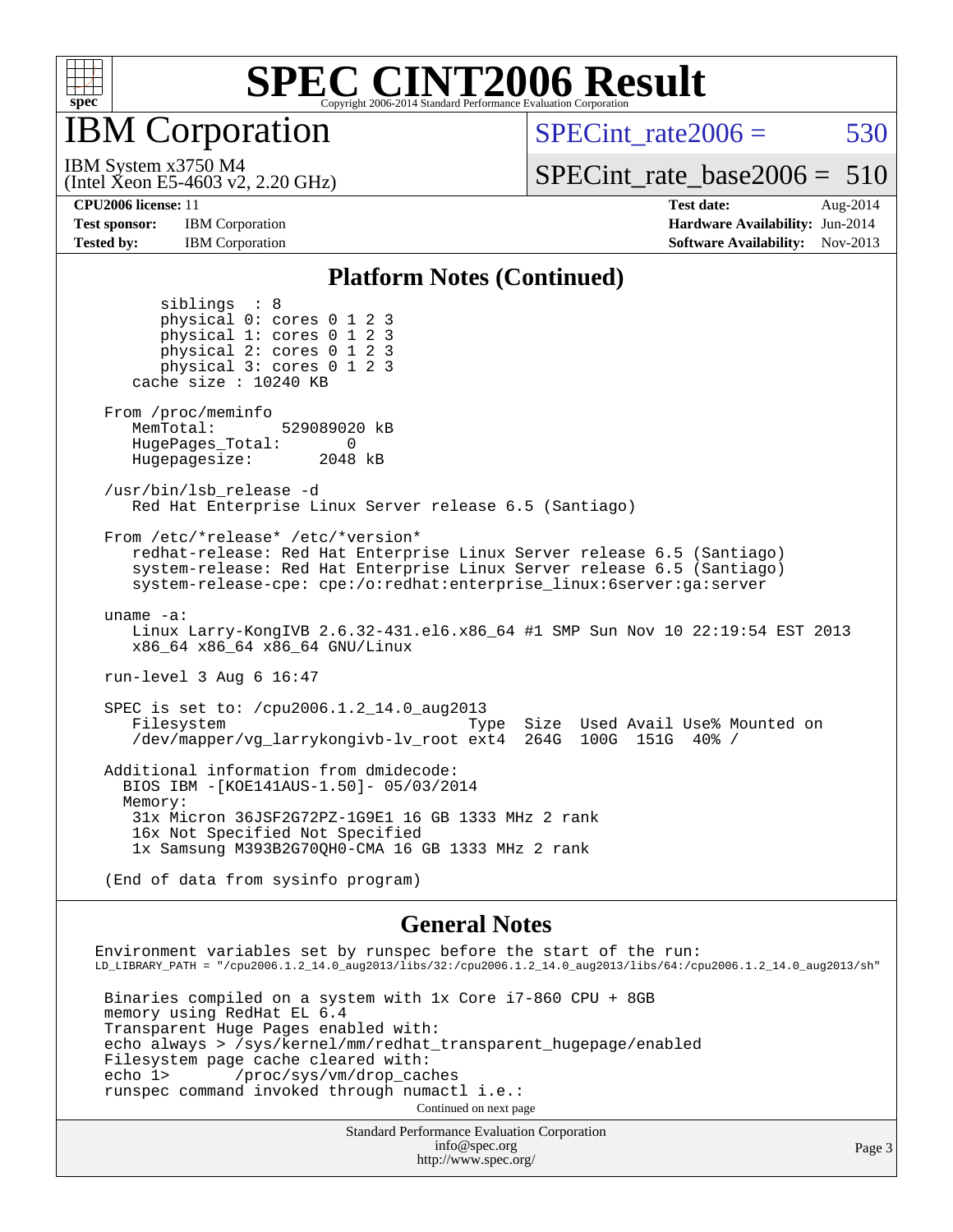# SPEC CINT2006 Result

Copyright 2006-2014 Standard Performance Evaluation Corporation

## IBM Corporation

IBM System x3750 M4
(Intel Xeon E5-4603 v2, 2.20 GHz)

SPECint_rate2006 = 530

SPECint_rate_base2006 = 510

**CPU2006 license:** 11
**Test sponsor:** IBM Corporation
**Tested by:** IBM Corporation

**Test date:** Aug-2014
**Hardware Availability:** Jun-2014
**Software Availability:** Nov-2013

### Platform Notes (Continued)

```
        siblings  : 8
        physical 0: cores 0 1 2 3
        physical 1: cores 0 1 2 3
        physical 2: cores 0 1 2 3
        physical 3: cores 0 1 2 3
     cache size : 10240 KB

  From /proc/meminfo
     MemTotal:       529089020 kB
     HugePages_Total:       0
     Hugepagesize:       2048 kB

  /usr/bin/lsb_release -d
     Red Hat Enterprise Linux Server release 6.5 (Santiago)

  From /etc/*release* /etc/*version*
     redhat-release: Red Hat Enterprise Linux Server release 6.5 (Santiago)
     system-release: Red Hat Enterprise Linux Server release 6.5 (Santiago)
     system-release-cpe: cpe:/o:redhat:enterprise_linux:6server:ga:server

  uname -a:
     Linux Larry-KongIVB 2.6.32-431.el6.x86_64 #1 SMP Sun Nov 10 22:19:54 EST 2013
     x86_64 x86_64 x86_64 GNU/Linux

  run-level 3 Aug 6 16:47

  SPEC is set to: /cpu2006.1.2_14.0_aug2013
     Filesystem                          Type  Size  Used Avail Use% Mounted on
     /dev/mapper/vg_larrykongivb-lv_root ext4  264G  100G  151G  40% /

  Additional information from dmidecode:
    BIOS IBM -[KOE141AUS-1.50]- 05/03/2014
    Memory:
     31x Micron 36JSF2G72PZ-1G9E1 16 GB 1333 MHz 2 rank
     16x Not Specified Not Specified
     1x Samsung M393B2G70QH0-CMA 16 GB 1333 MHz 2 rank

  (End of data from sysinfo program)
```

### General Notes

```
 Environment variables set by runspec before the start of the run:
 LD_LIBRARY_PATH = "/cpu2006.1.2_14.0_aug2013/libs/32:/cpu2006.1.2_14.0_aug2013/libs/64:/cpu2006.1.2_14.0_aug2013/sh"

  Binaries compiled on a system with 1x Core i7-860 CPU + 8GB
  memory using RedHat EL 6.4
  Transparent Huge Pages enabled with:
  echo always > /sys/kernel/mm/redhat_transparent_hugepage/enabled
  Filesystem page cache cleared with:
  echo 1>       /proc/sys/vm/drop_caches
  runspec command invoked through numactl i.e.:
```

Continued on next page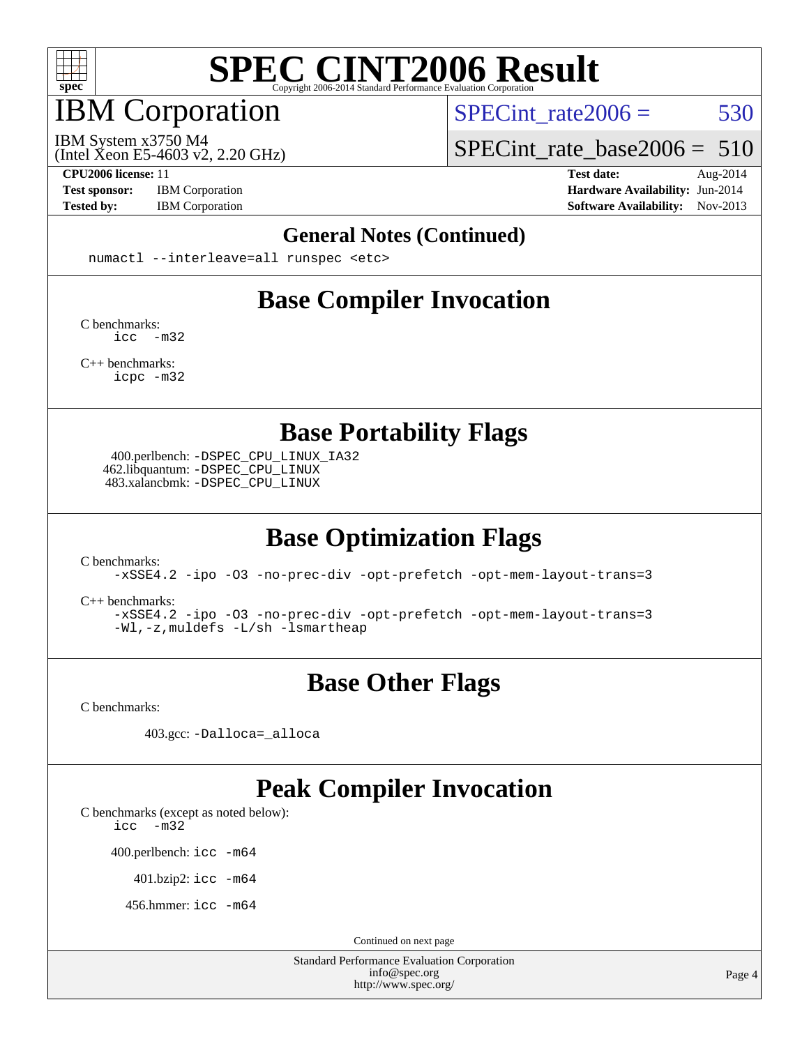# SPEC CINT2006 Result

Copyright 2006-2014 Standard Performance Evaluation Corporation

## IBM Corporation

IBM System x3750 M4
(Intel Xeon E5-4603 v2, 2.20 GHz)

SPECint_rate2006 = 530

SPECint_rate_base2006 = 510

**CPU2006 license:** 11
**Test sponsor:** IBM Corporation
**Tested by:** IBM Corporation

**Test date:** Aug-2014
**Hardware Availability:** Jun-2014
**Software Availability:** Nov-2013

### General Notes (Continued)

```
numactl --interleave=all runspec <etc>
```

### Base Compiler Invocation

C benchmarks:
```
icc -m32
```

C++ benchmarks:
```
icpc -m32
```

### Base Portability Flags

400.perlbench: `-DSPEC_CPU_LINUX_IA32`
462.libquantum: `-DSPEC_CPU_LINUX`
483.xalancbmk: `-DSPEC_CPU_LINUX`

### Base Optimization Flags

C benchmarks:
```
-xSSE4.2 -ipo -O3 -no-prec-div -opt-prefetch -opt-mem-layout-trans=3
```

C++ benchmarks:
```
-xSSE4.2 -ipo -O3 -no-prec-div -opt-prefetch -opt-mem-layout-trans=3
-Wl,-z,muldefs -L/sh -lsmartheap
```

### Base Other Flags

C benchmarks:

403.gcc: `-Dalloca=_alloca`

### Peak Compiler Invocation

C benchmarks (except as noted below):
```
icc -m32
```

400.perlbench: `icc -m64`

401.bzip2: `icc -m64`

456.hmmer: `icc -m64`

Continued on next page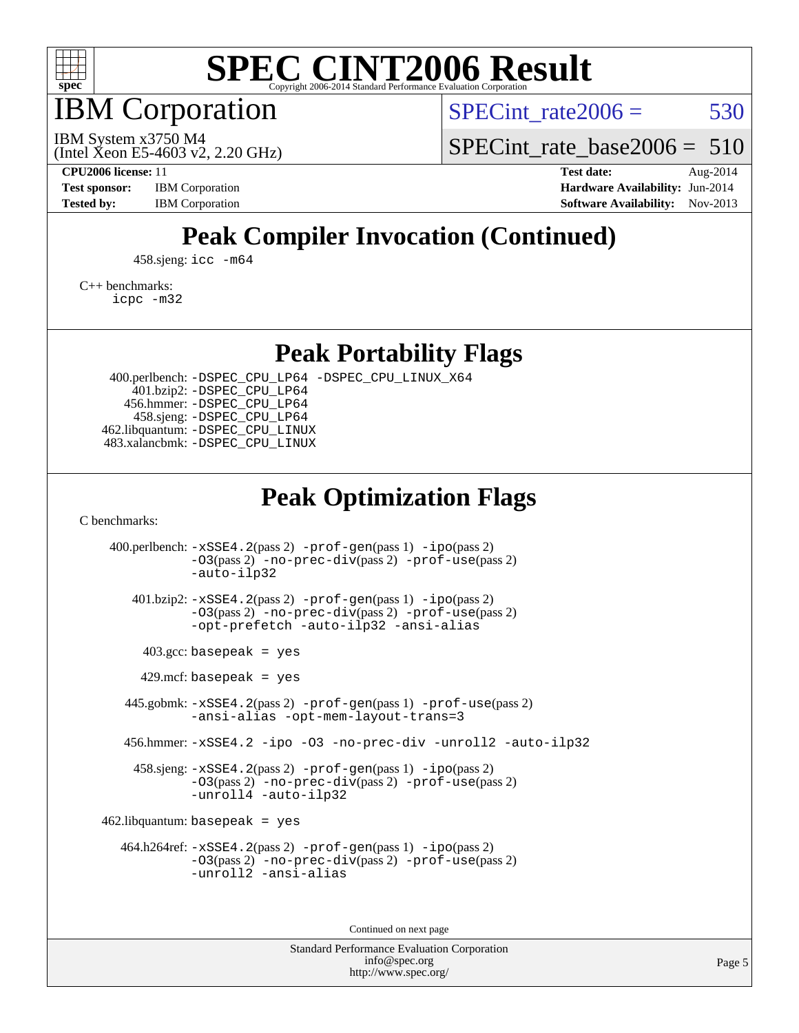# SPEC CINT2006 Result

## IBM Corporation

IBM System x3750 M4
(Intel Xeon E5-4603 v2, 2.20 GHz)

SPECint_rate2006 = 530

SPECint_rate_base2006 = 510

**CPU2006 license:** 11
**Test sponsor:** IBM Corporation
**Tested by:** IBM Corporation

**Test date:** Aug-2014
**Hardware Availability:** Jun-2014
**Software Availability:** Nov-2013

## Peak Compiler Invocation (Continued)

458.sjeng: `icc -m64`

C++ benchmarks:
`icpc -m32`

## Peak Portability Flags

400.perlbench: `-DSPEC_CPU_LP64 -DSPEC_CPU_LINUX_X64`
401.bzip2: `-DSPEC_CPU_LP64`
456.hmmer: `-DSPEC_CPU_LP64`
458.sjeng: `-DSPEC_CPU_LP64`
462.libquantum: `-DSPEC_CPU_LINUX`
483.xalancbmk: `-DSPEC_CPU_LINUX`

## Peak Optimization Flags

C benchmarks:

400.perlbench: `-xSSE4.2`(pass 2) `-prof-gen`(pass 1) `-ipo`(pass 2) `-O3`(pass 2) `-no-prec-div`(pass 2) `-prof-use`(pass 2) `-auto-ilp32`

401.bzip2: `-xSSE4.2`(pass 2) `-prof-gen`(pass 1) `-ipo`(pass 2) `-O3`(pass 2) `-no-prec-div`(pass 2) `-prof-use`(pass 2) `-opt-prefetch -auto-ilp32 -ansi-alias`

403.gcc: `basepeak = yes`

429.mcf: `basepeak = yes`

445.gobmk: `-xSSE4.2`(pass 2) `-prof-gen`(pass 1) `-prof-use`(pass 2) `-ansi-alias -opt-mem-layout-trans=3`

456.hmmer: `-xSSE4.2 -ipo -O3 -no-prec-div -unroll2 -auto-ilp32`

458.sjeng: `-xSSE4.2`(pass 2) `-prof-gen`(pass 1) `-ipo`(pass 2) `-O3`(pass 2) `-no-prec-div`(pass 2) `-prof-use`(pass 2) `-unroll4 -auto-ilp32`

462.libquantum: `basepeak = yes`

464.h264ref: `-xSSE4.2`(pass 2) `-prof-gen`(pass 1) `-ipo`(pass 2) `-O3`(pass 2) `-no-prec-div`(pass 2) `-prof-use`(pass 2) `-unroll2 -ansi-alias`

Continued on next page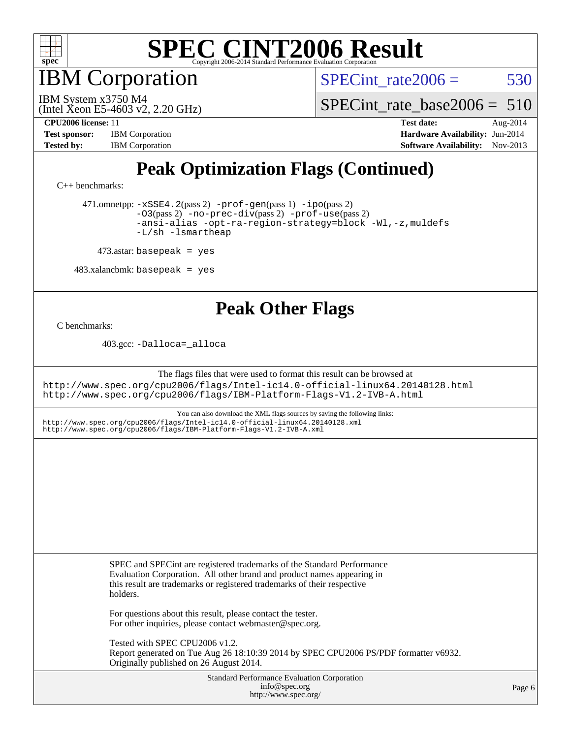# SPEC CINT2006 Result

Copyright 2006-2014 Standard Performance Evaluation Corporation

## IBM Corporation

IBM System x3750 M4
(Intel Xeon E5-4603 v2, 2.20 GHz)

SPECint_rate2006 = 530

SPECint_rate_base2006 = 510

**CPU2006 license:** 11
**Test sponsor:** IBM Corporation
**Tested by:** IBM Corporation

**Test date:** Aug-2014
**Hardware Availability:** Jun-2014
**Software Availability:** Nov-2013

## Peak Optimization Flags (Continued)

C++ benchmarks:

471.omnetpp: -xSSE4.2(pass 2) -prof-gen(pass 1) -ipo(pass 2) -O3(pass 2) -no-prec-div(pass 2) -prof-use(pass 2) -ansi-alias -opt-ra-region-strategy=block -Wl,-z,muldefs -L/sh -lsmartheap

473.astar: basepeak = yes

483.xalancbmk: basepeak = yes

## Peak Other Flags

C benchmarks:

403.gcc: -Dalloca=_alloca

The flags files that were used to format this result can be browsed at
http://www.spec.org/cpu2006/flags/Intel-ic14.0-official-linux64.20140128.html
http://www.spec.org/cpu2006/flags/IBM-Platform-Flags-V1.2-IVB-A.html

You can also download the XML flags sources by saving the following links:
http://www.spec.org/cpu2006/flags/Intel-ic14.0-official-linux64.20140128.xml
http://www.spec.org/cpu2006/flags/IBM-Platform-Flags-V1.2-IVB-A.xml

SPEC and SPECint are registered trademarks of the Standard Performance Evaluation Corporation. All other brand and product names appearing in this result are trademarks or registered trademarks of their respective holders.

For questions about this result, please contact the tester.
For other inquiries, please contact webmaster@spec.org.

Tested with SPEC CPU2006 v1.2.
Report generated on Tue Aug 26 18:10:39 2014 by SPEC CPU2006 PS/PDF formatter v6932.
Originally published on 26 August 2014.

Standard Performance Evaluation Corporation
info@spec.org
http://www.spec.org/